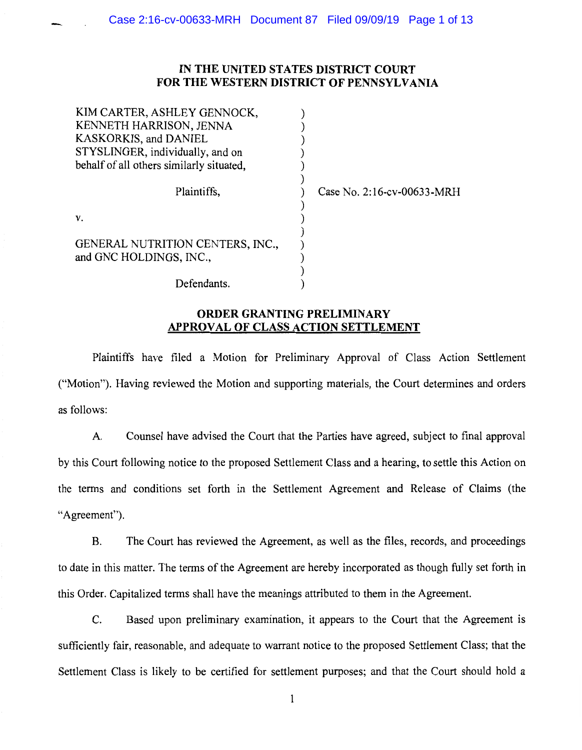**IN THE UNITED STATES DISTRICT COURT**
**FOR THE WESTERN DISTRICT OF PENNSYLVANIA**

KIM CARTER, ASHLEY GENNOCK, KENNETH HARRISON, JENNA KASKORKIS, and DANIEL STYSLINGER, individually, and on behalf of all others similarly situated,

Plaintiffs,

v.

GENERAL NUTRITION CENTERS, INC., and GNC HOLDINGS, INC.,

Defendants.

Case No. 2:16-cv-00633-MRH

**ORDER GRANTING PRELIMINARY APPROVAL OF CLASS ACTION SETTLEMENT**

Plaintiffs have filed a Motion for Preliminary Approval of Class Action Settlement ("Motion"). Having reviewed the Motion and supporting materials, the Court determines and orders as follows:

A. Counsel have advised the Court that the Parties have agreed, subject to final approval by this Court following notice to the proposed Settlement Class and a hearing, to settle this Action on the terms and conditions set forth in the Settlement Agreement and Release of Claims (the "Agreement").

B. The Court has reviewed the Agreement, as well as the files, records, and proceedings to date in this matter. The terms of the Agreement are hereby incorporated as though fully set forth in this Order. Capitalized terms shall have the meanings attributed to them in the Agreement.

C. Based upon preliminary examination, it appears to the Court that the Agreement is sufficiently fair, reasonable, and adequate to warrant notice to the proposed Settlement Class; that the Settlement Class is likely to be certified for settlement purposes; and that the Court should hold a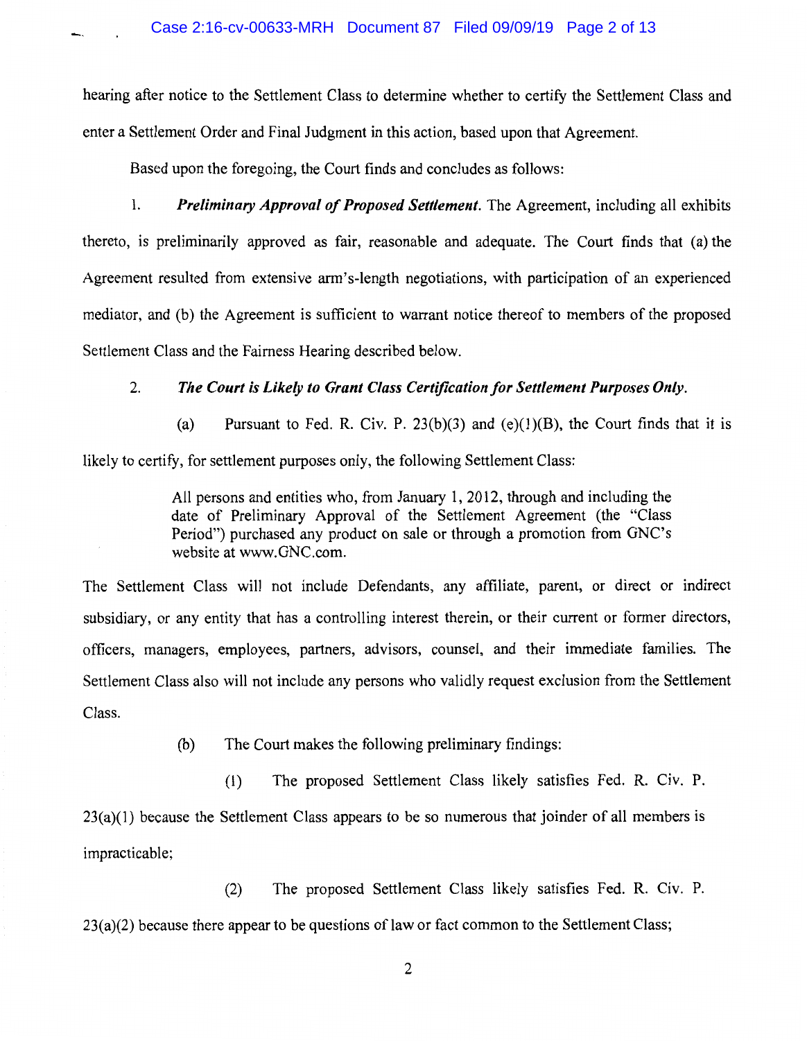hearing after notice to the Settlement Class to determine whether to certify the Settlement Class and enter a Settlement Order and Final Judgment in this action, based upon that Agreement.

Based upon the foregoing, the Court finds and concludes as follows:

1. ***Preliminary Approval of Proposed Settlement.*** The Agreement, including all exhibits thereto, is preliminarily approved as fair, reasonable and adequate. The Court finds that (a) the Agreement resulted from extensive arm's-length negotiations, with participation of an experienced mediator, and (b) the Agreement is sufficient to warrant notice thereof to members of the proposed Settlement Class and the Fairness Hearing described below.

2. ***The Court is Likely to Grant Class Certification for Settlement Purposes Only.***

(a) Pursuant to Fed. R. Civ. P. 23(b)(3) and (e)(1)(B), the Court finds that it is likely to certify, for settlement purposes only, the following Settlement Class:

> All persons and entities who, from January 1, 2012, through and including the date of Preliminary Approval of the Settlement Agreement (the "Class Period") purchased any product on sale or through a promotion from GNC's website at www.GNC.com.

The Settlement Class will not include Defendants, any affiliate, parent, or direct or indirect subsidiary, or any entity that has a controlling interest therein, or their current or former directors, officers, managers, employees, partners, advisors, counsel, and their immediate families. The Settlement Class also will not include any persons who validly request exclusion from the Settlement Class.

(b) The Court makes the following preliminary findings:

(1) The proposed Settlement Class likely satisfies Fed. R. Civ. P. 23(a)(1) because the Settlement Class appears to be so numerous that joinder of all members is impracticable;

(2) The proposed Settlement Class likely satisfies Fed. R. Civ. P. 23(a)(2) because there appear to be questions of law or fact common to the Settlement Class;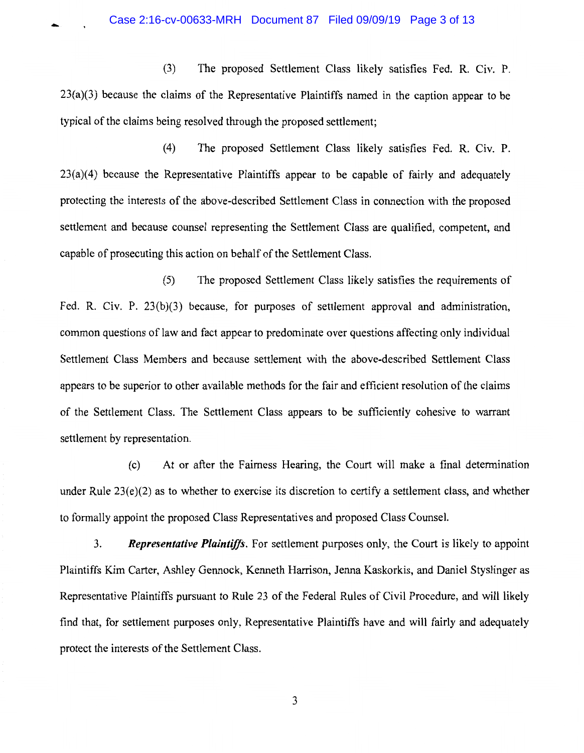(3) The proposed Settlement Class likely satisfies Fed. R. Civ. P. 23(a)(3) because the claims of the Representative Plaintiffs named in the caption appear to be typical of the claims being resolved through the proposed settlement;

(4) The proposed Settlement Class likely satisfies Fed. R. Civ. P. 23(a)(4) because the Representative Plaintiffs appear to be capable of fairly and adequately protecting the interests of the above-described Settlement Class in connection with the proposed settlement and because counsel representing the Settlement Class are qualified, competent, and capable of prosecuting this action on behalf of the Settlement Class.

(5) The proposed Settlement Class likely satisfies the requirements of Fed. R. Civ. P. 23(b)(3) because, for purposes of settlement approval and administration, common questions of law and fact appear to predominate over questions affecting only individual Settlement Class Members and because settlement with the above-described Settlement Class appears to be superior to other available methods for the fair and efficient resolution of the claims of the Settlement Class. The Settlement Class appears to be sufficiently cohesive to warrant settlement by representation.

(c) At or after the Fairness Hearing, the Court will make a final determination under Rule 23(e)(2) as to whether to exercise its discretion to certify a settlement class, and whether to formally appoint the proposed Class Representatives and proposed Class Counsel.

3. ***Representative Plaintiffs***. For settlement purposes only, the Court is likely to appoint Plaintiffs Kim Carter, Ashley Gennock, Kenneth Harrison, Jenna Kaskorkis, and Daniel Styslinger as Representative Plaintiffs pursuant to Rule 23 of the Federal Rules of Civil Procedure, and will likely find that, for settlement purposes only, Representative Plaintiffs have and will fairly and adequately protect the interests of the Settlement Class.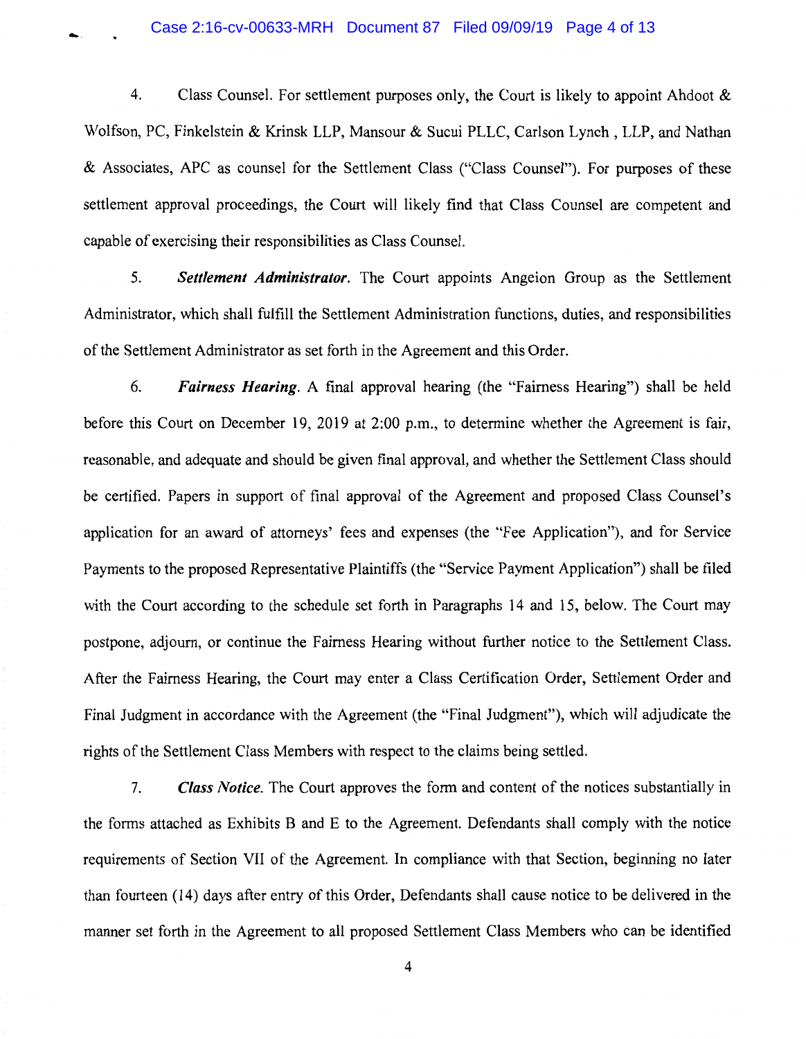4. Class Counsel. For settlement purposes only, the Court is likely to appoint Ahdoot & Wolfson, PC, Finkelstein & Krinsk LLP, Mansour & Sucui PLLC, Carlson Lynch , LLP, and Nathan & Associates, APC as counsel for the Settlement Class ("Class Counsel"). For purposes of these settlement approval proceedings, the Court will likely find that Class Counsel are competent and capable of exercising their responsibilities as Class Counsel.

5. ***Settlement Administrator.*** The Court appoints Angeion Group as the Settlement Administrator, which shall fulfill the Settlement Administration functions, duties, and responsibilities of the Settlement Administrator as set forth in the Agreement and this Order.

6. ***Fairness Hearing.*** A final approval hearing (the "Fairness Hearing") shall be held before this Court on December 19, 2019 at 2:00 p.m., to determine whether the Agreement is fair, reasonable, and adequate and should be given final approval, and whether the Settlement Class should be certified. Papers in support of final approval of the Agreement and proposed Class Counsel's application for an award of attorneys' fees and expenses (the "Fee Application"), and for Service Payments to the proposed Representative Plaintiffs (the "Service Payment Application") shall be filed with the Court according to the schedule set forth in Paragraphs 14 and 15, below. The Court may postpone, adjourn, or continue the Fairness Hearing without further notice to the Settlement Class. After the Fairness Hearing, the Court may enter a Class Certification Order, Settlement Order and Final Judgment in accordance with the Agreement (the "Final Judgment"), which will adjudicate the rights of the Settlement Class Members with respect to the claims being settled.

7. ***Class Notice.*** The Court approves the form and content of the notices substantially in the forms attached as Exhibits B and E to the Agreement. Defendants shall comply with the notice requirements of Section VII of the Agreement. In compliance with that Section, beginning no later than fourteen (14) days after entry of this Order, Defendants shall cause notice to be delivered in the manner set forth in the Agreement to all proposed Settlement Class Members who can be identified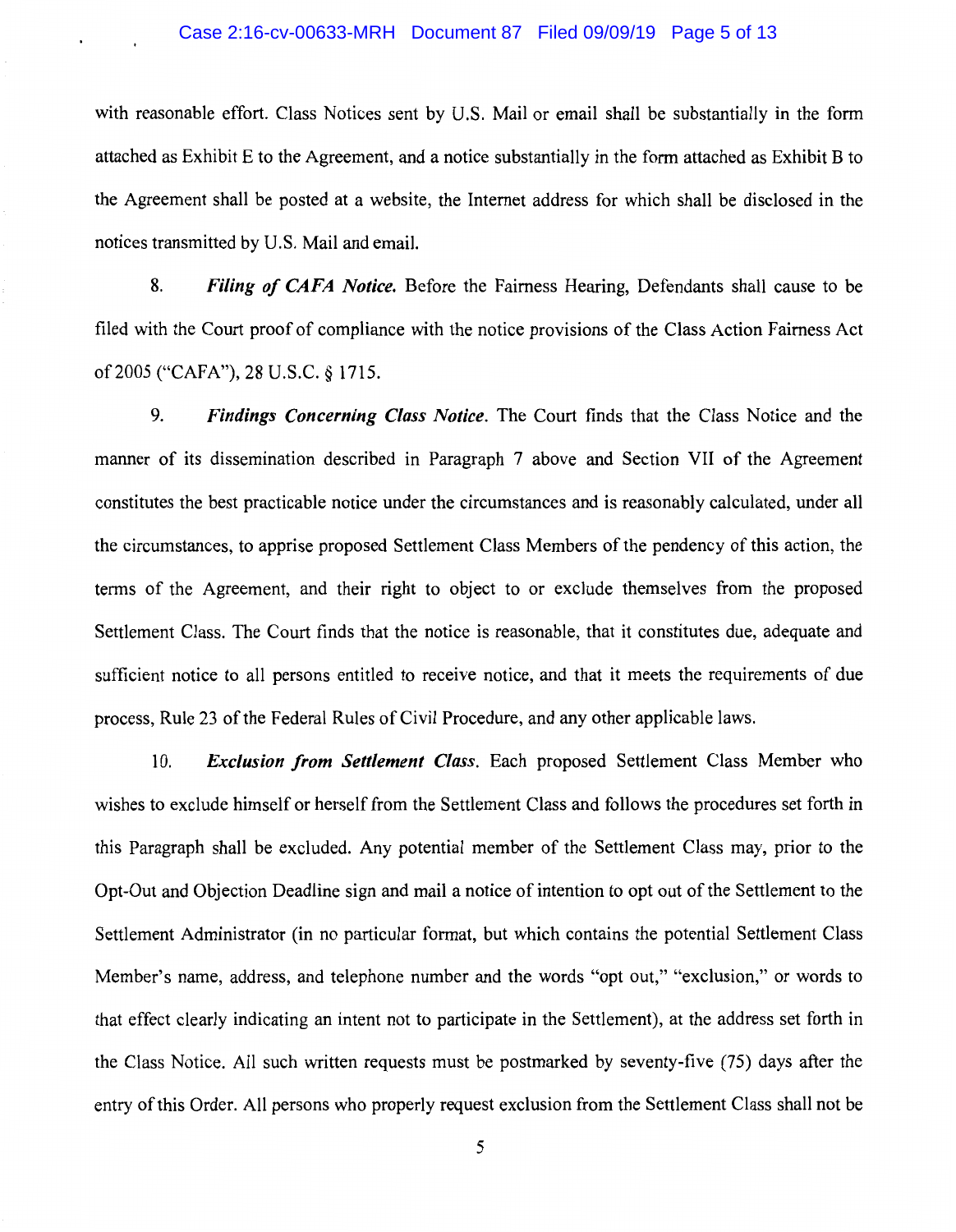with reasonable effort. Class Notices sent by U.S. Mail or email shall be substantially in the form attached as Exhibit E to the Agreement, and a notice substantially in the form attached as Exhibit B to the Agreement shall be posted at a website, the Internet address for which shall be disclosed in the notices transmitted by U.S. Mail and email.

8. ***Filing of CAFA Notice.*** Before the Fairness Hearing, Defendants shall cause to be filed with the Court proof of compliance with the notice provisions of the Class Action Fairness Act of 2005 ("CAFA"), 28 U.S.C. § 1715.

9. ***Findings Concerning Class Notice.*** The Court finds that the Class Notice and the manner of its dissemination described in Paragraph 7 above and Section VII of the Agreement constitutes the best practicable notice under the circumstances and is reasonably calculated, under all the circumstances, to apprise proposed Settlement Class Members of the pendency of this action, the terms of the Agreement, and their right to object to or exclude themselves from the proposed Settlement Class. The Court finds that the notice is reasonable, that it constitutes due, adequate and sufficient notice to all persons entitled to receive notice, and that it meets the requirements of due process, Rule 23 of the Federal Rules of Civil Procedure, and any other applicable laws.

10. ***Exclusion from Settlement Class.*** Each proposed Settlement Class Member who wishes to exclude himself or herself from the Settlement Class and follows the procedures set forth in this Paragraph shall be excluded. Any potential member of the Settlement Class may, prior to the Opt-Out and Objection Deadline sign and mail a notice of intention to opt out of the Settlement to the Settlement Administrator (in no particular format, but which contains the potential Settlement Class Member's name, address, and telephone number and the words "opt out," "exclusion," or words to that effect clearly indicating an intent not to participate in the Settlement), at the address set forth in the Class Notice. All such written requests must be postmarked by seventy-five (75) days after the entry of this Order. All persons who properly request exclusion from the Settlement Class shall not be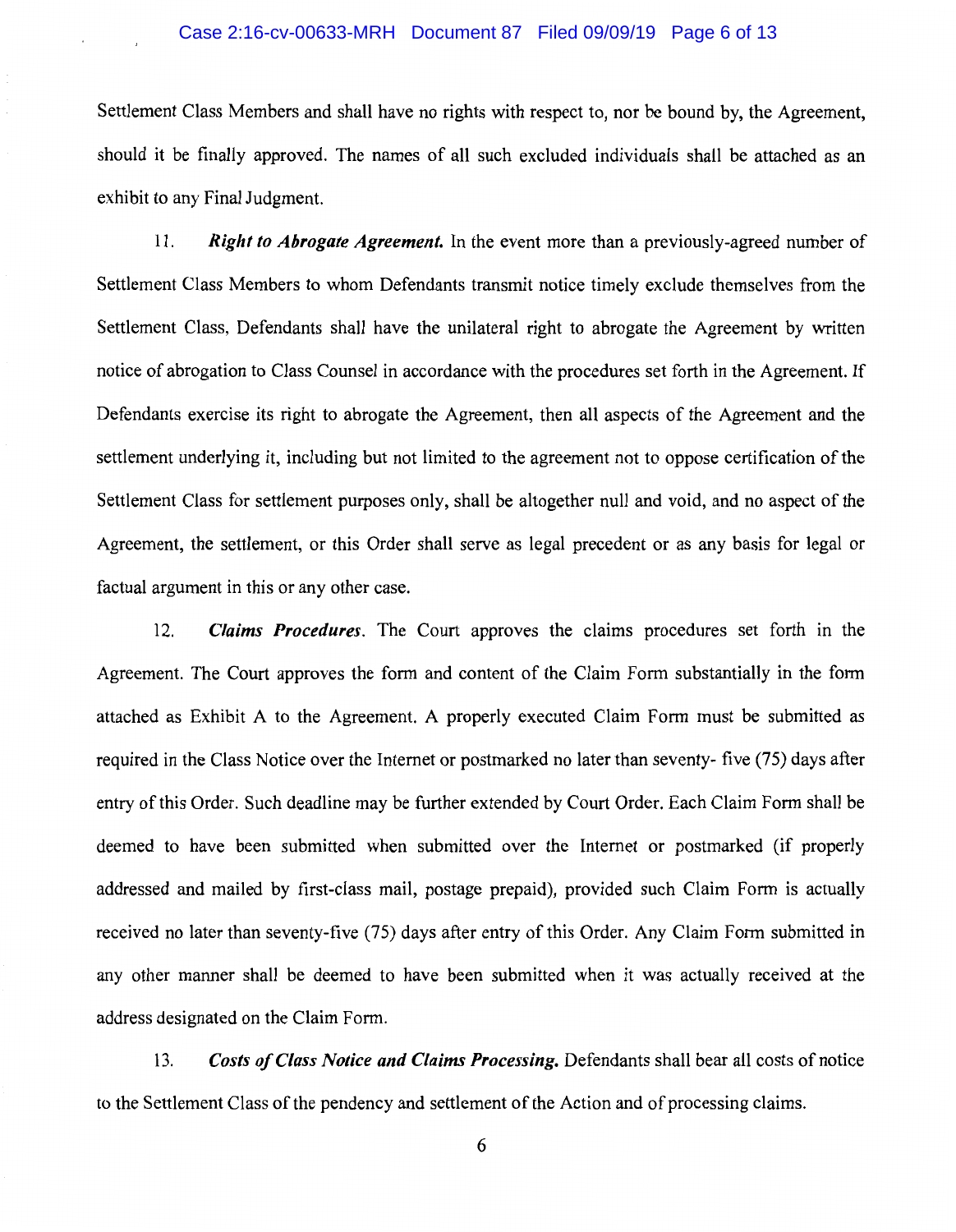Settlement Class Members and shall have no rights with respect to, nor be bound by, the Agreement, should it be finally approved. The names of all such excluded individuals shall be attached as an exhibit to any Final Judgment.

11. ***Right to Abrogate Agreement.*** In the event more than a previously-agreed number of Settlement Class Members to whom Defendants transmit notice timely exclude themselves from the Settlement Class, Defendants shall have the unilateral right to abrogate the Agreement by written notice of abrogation to Class Counsel in accordance with the procedures set forth in the Agreement. If Defendants exercise its right to abrogate the Agreement, then all aspects of the Agreement and the settlement underlying it, including but not limited to the agreement not to oppose certification of the Settlement Class for settlement purposes only, shall be altogether null and void, and no aspect of the Agreement, the settlement, or this Order shall serve as legal precedent or as any basis for legal or factual argument in this or any other case.

12. ***Claims Procedures***. The Court approves the claims procedures set forth in the Agreement. The Court approves the form and content of the Claim Form substantially in the form attached as Exhibit A to the Agreement. A properly executed Claim Form must be submitted as required in the Class Notice over the Internet or postmarked no later than seventy- five (75) days after entry of this Order. Such deadline may be further extended by Court Order. Each Claim Form shall be deemed to have been submitted when submitted over the Internet or postmarked (if properly addressed and mailed by first-class mail, postage prepaid), provided such Claim Form is actually received no later than seventy-five (75) days after entry of this Order. Any Claim Form submitted in any other manner shall be deemed to have been submitted when it was actually received at the address designated on the Claim Form.

13. ***Costs of Class Notice and Claims Processing.*** Defendants shall bear all costs of notice to the Settlement Class of the pendency and settlement of the Action and of processing claims.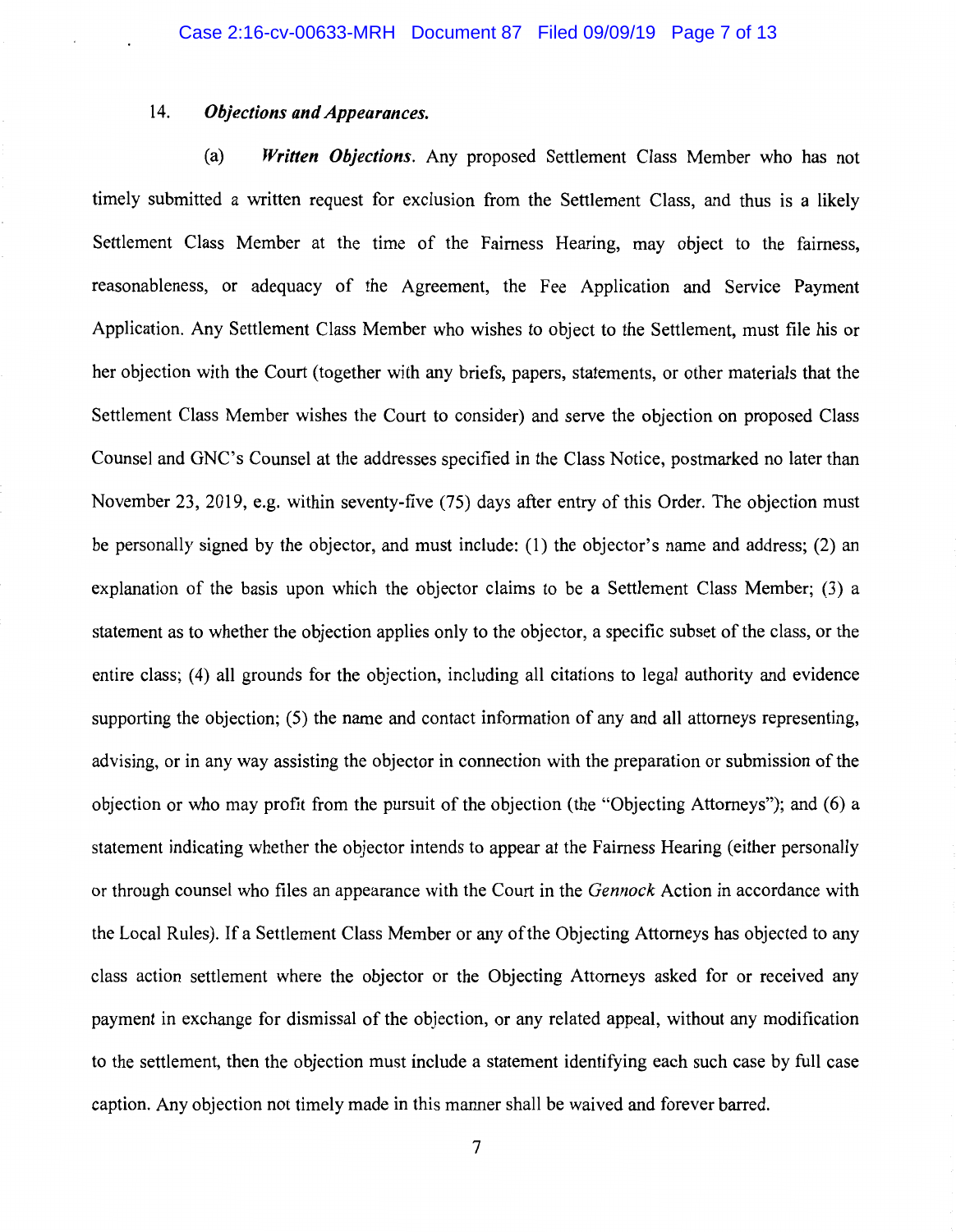14. ***Objections and Appearances.***

(a) ***Written Objections***. Any proposed Settlement Class Member who has not timely submitted a written request for exclusion from the Settlement Class, and thus is a likely Settlement Class Member at the time of the Fairness Hearing, may object to the fairness, reasonableness, or adequacy of the Agreement, the Fee Application and Service Payment Application. Any Settlement Class Member who wishes to object to the Settlement, must file his or her objection with the Court (together with any briefs, papers, statements, or other materials that the Settlement Class Member wishes the Court to consider) and serve the objection on proposed Class Counsel and GNC's Counsel at the addresses specified in the Class Notice, postmarked no later than November 23, 2019, e.g. within seventy-five (75) days after entry of this Order. The objection must be personally signed by the objector, and must include: (1) the objector's name and address; (2) an explanation of the basis upon which the objector claims to be a Settlement Class Member; (3) a statement as to whether the objection applies only to the objector, a specific subset of the class, or the entire class; (4) all grounds for the objection, including all citations to legal authority and evidence supporting the objection; (5) the name and contact information of any and all attorneys representing, advising, or in any way assisting the objector in connection with the preparation or submission of the objection or who may profit from the pursuit of the objection (the "Objecting Attorneys"); and (6) a statement indicating whether the objector intends to appear at the Fairness Hearing (either personally or through counsel who files an appearance with the Court in the *Gennock* Action in accordance with the Local Rules). If a Settlement Class Member or any of the Objecting Attorneys has objected to any class action settlement where the objector or the Objecting Attorneys asked for or received any payment in exchange for dismissal of the objection, or any related appeal, without any modification to the settlement, then the objection must include a statement identifying each such case by full case caption. Any objection not timely made in this manner shall be waived and forever barred.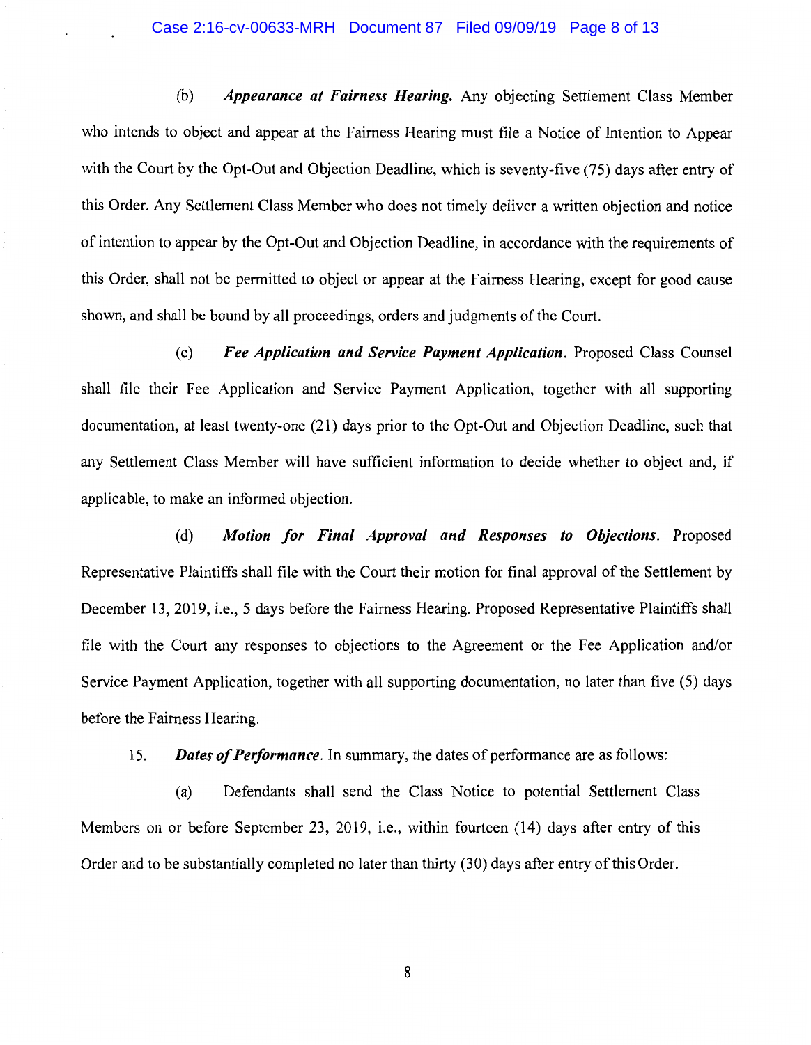(b) ***Appearance at Fairness Hearing.*** Any objecting Settlement Class Member who intends to object and appear at the Fairness Hearing must file a Notice of Intention to Appear with the Court by the Opt-Out and Objection Deadline, which is seventy-five (75) days after entry of this Order. Any Settlement Class Member who does not timely deliver a written objection and notice of intention to appear by the Opt-Out and Objection Deadline, in accordance with the requirements of this Order, shall not be permitted to object or appear at the Fairness Hearing, except for good cause shown, and shall be bound by all proceedings, orders and judgments of the Court.

(c) ***Fee Application and Service Payment Application.*** Proposed Class Counsel shall file their Fee Application and Service Payment Application, together with all supporting documentation, at least twenty-one (21) days prior to the Opt-Out and Objection Deadline, such that any Settlement Class Member will have sufficient information to decide whether to object and, if applicable, to make an informed objection.

(d) ***Motion for Final Approval and Responses to Objections.*** Proposed Representative Plaintiffs shall file with the Court their motion for final approval of the Settlement by December 13, 2019, i.e., 5 days before the Fairness Hearing. Proposed Representative Plaintiffs shall file with the Court any responses to objections to the Agreement or the Fee Application and/or Service Payment Application, together with all supporting documentation, no later than five (5) days before the Fairness Hearing.

15. ***Dates of Performance.*** In summary, the dates of performance are as follows:

(a) Defendants shall send the Class Notice to potential Settlement Class Members on or before September 23, 2019, i.e., within fourteen (14) days after entry of this Order and to be substantially completed no later than thirty (30) days after entry of this Order.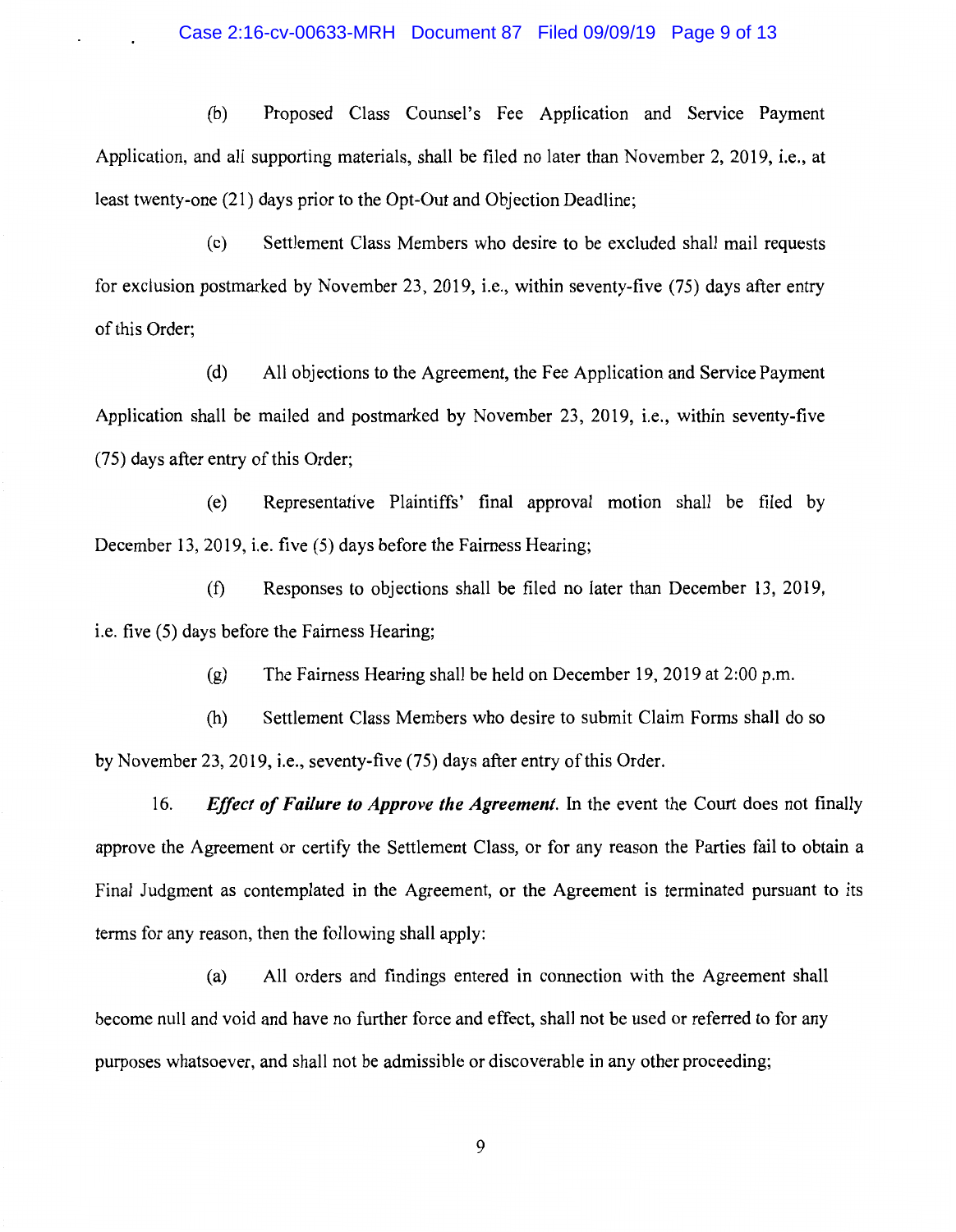(b) Proposed Class Counsel's Fee Application and Service Payment Application, and all supporting materials, shall be filed no later than November 2, 2019, i.e., at least twenty-one (21) days prior to the Opt-Out and Objection Deadline;

(c) Settlement Class Members who desire to be excluded shall mail requests for exclusion postmarked by November 23, 2019, i.e., within seventy-five (75) days after entry of this Order;

(d) All objections to the Agreement, the Fee Application and Service Payment Application shall be mailed and postmarked by November 23, 2019, i.e., within seventy-five (75) days after entry of this Order;

(e) Representative Plaintiffs' final approval motion shall be filed by December 13, 2019, i.e. five (5) days before the Fairness Hearing;

(f) Responses to objections shall be filed no later than December 13, 2019, i.e. five (5) days before the Fairness Hearing;

(g) The Fairness Hearing shall be held on December 19, 2019 at 2:00 p.m.

(h) Settlement Class Members who desire to submit Claim Forms shall do so by November 23, 2019, i.e., seventy-five (75) days after entry of this Order.

16. ***Effect of Failure to Approve the Agreement.*** In the event the Court does not finally approve the Agreement or certify the Settlement Class, or for any reason the Parties fail to obtain a Final Judgment as contemplated in the Agreement, or the Agreement is terminated pursuant to its terms for any reason, then the following shall apply:

(a) All orders and findings entered in connection with the Agreement shall become null and void and have no further force and effect, shall not be used or referred to for any purposes whatsoever, and shall not be admissible or discoverable in any other proceeding;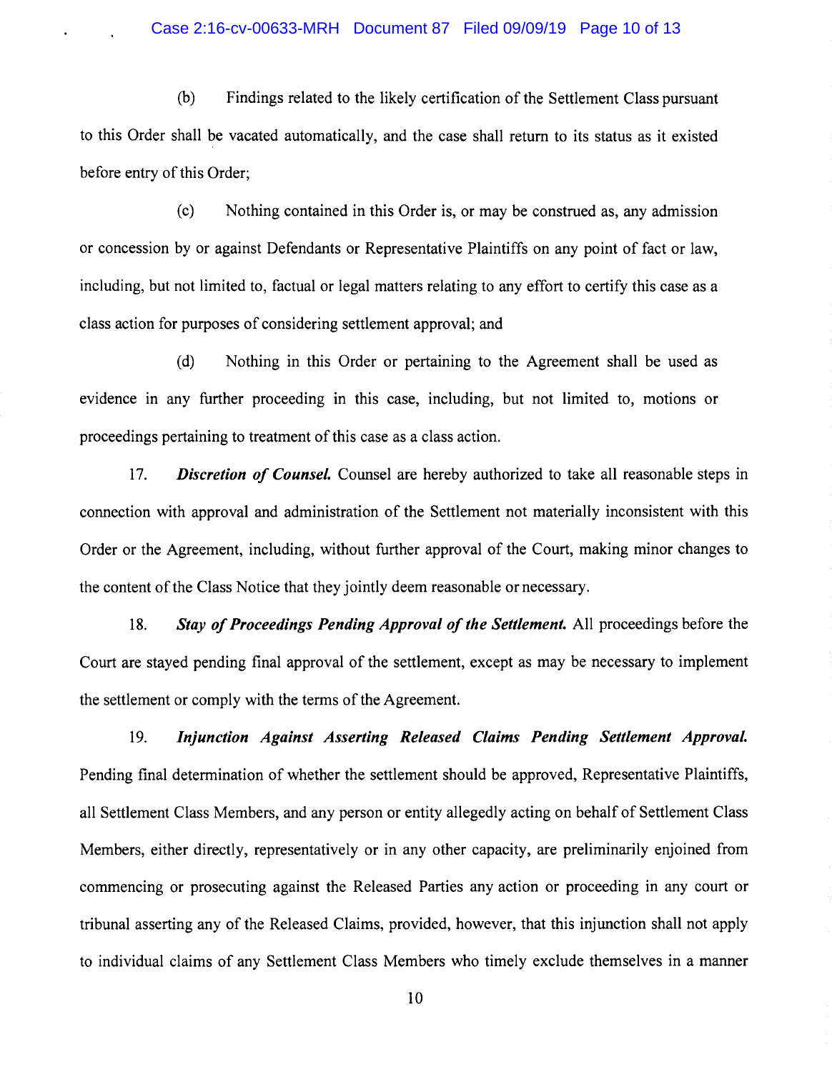(b) Findings related to the likely certification of the Settlement Class pursuant to this Order shall be vacated automatically, and the case shall return to its status as it existed before entry of this Order;

(c) Nothing contained in this Order is, or may be construed as, any admission or concession by or against Defendants or Representative Plaintiffs on any point of fact or law, including, but not limited to, factual or legal matters relating to any effort to certify this case as a class action for purposes of considering settlement approval; and

(d) Nothing in this Order or pertaining to the Agreement shall be used as evidence in any further proceeding in this case, including, but not limited to, motions or proceedings pertaining to treatment of this case as a class action.

17. ***Discretion of Counsel.*** Counsel are hereby authorized to take all reasonable steps in connection with approval and administration of the Settlement not materially inconsistent with this Order or the Agreement, including, without further approval of the Court, making minor changes to the content of the Class Notice that they jointly deem reasonable or necessary.

18. ***Stay of Proceedings Pending Approval of the Settlement.*** All proceedings before the Court are stayed pending final approval of the settlement, except as may be necessary to implement the settlement or comply with the terms of the Agreement.

19. ***Injunction Against Asserting Released Claims Pending Settlement Approval.*** Pending final determination of whether the settlement should be approved, Representative Plaintiffs, all Settlement Class Members, and any person or entity allegedly acting on behalf of Settlement Class Members, either directly, representatively or in any other capacity, are preliminarily enjoined from commencing or prosecuting against the Released Parties any action or proceeding in any court or tribunal asserting any of the Released Claims, provided, however, that this injunction shall not apply to individual claims of any Settlement Class Members who timely exclude themselves in a manner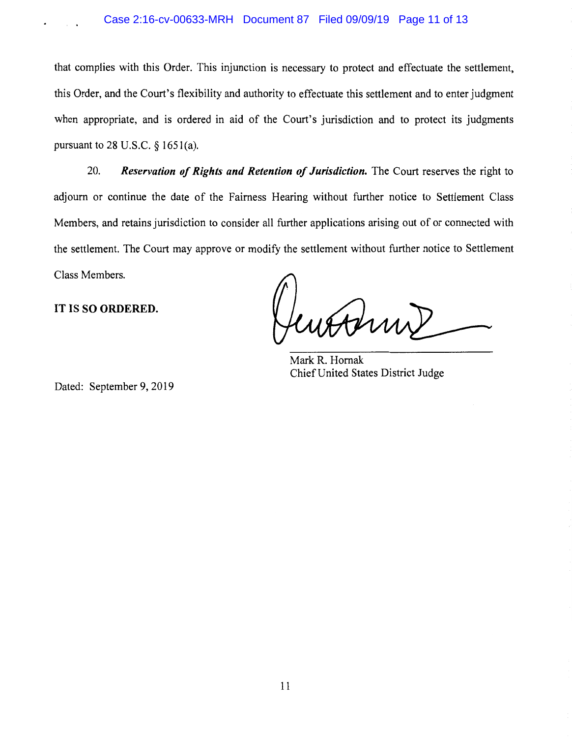that complies with this Order. This injunction is necessary to protect and effectuate the settlement, this Order, and the Court's flexibility and authority to effectuate this settlement and to enter judgment when appropriate, and is ordered in aid of the Court's jurisdiction and to protect its judgments pursuant to 28 U.S.C. § 1651(a).

20. ***Reservation of Rights and Retention of Jurisdiction.*** The Court reserves the right to adjourn or continue the date of the Fairness Hearing without further notice to Settlement Class Members, and retains jurisdiction to consider all further applications arising out of or connected with the settlement. The Court may approve or modify the settlement without further notice to Settlement Class Members.

**IT IS SO ORDERED.**

Mark R. Hornak
Chief United States District Judge

Dated: September 9, 2019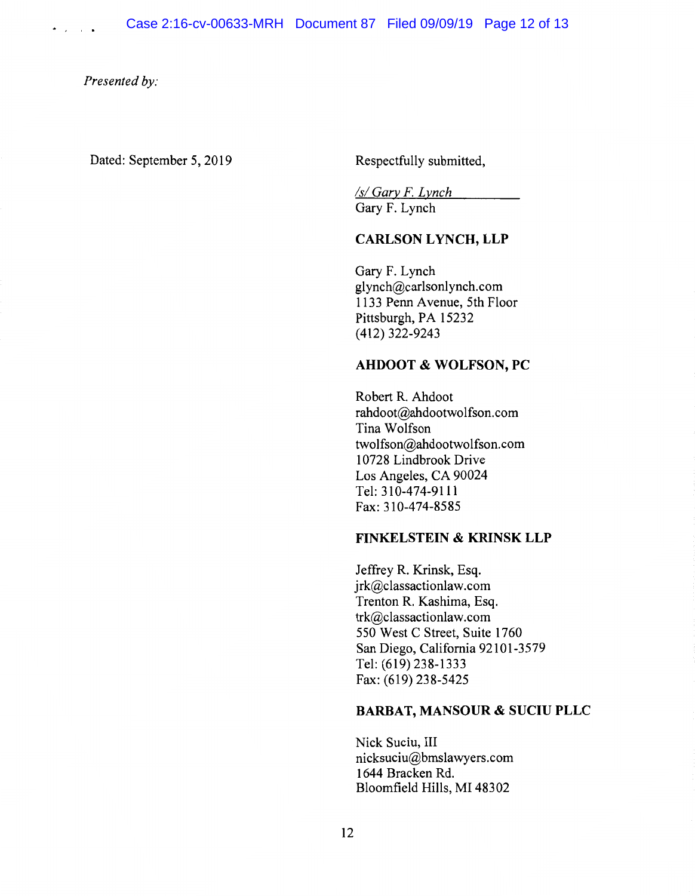*Presented by:*

Dated: September 5, 2019

Respectfully submitted,

*/s/ Gary F. Lynch*
Gary F. Lynch

**CARLSON LYNCH, LLP**

Gary F. Lynch
glynch@carlsonlynch.com
1133 Penn Avenue, 5th Floor
Pittsburgh, PA 15232
(412) 322-9243

**AHDOOT & WOLFSON, PC**

Robert R. Ahdoot
rahdoot@ahdootwolfson.com
Tina Wolfson
twolfson@ahdootwolfson.com
10728 Lindbrook Drive
Los Angeles, CA 90024
Tel: 310-474-9111
Fax: 310-474-8585

**FINKELSTEIN & KRINSK LLP**

Jeffrey R. Krinsk, Esq.
jrk@classactionlaw.com
Trenton R. Kashima, Esq.
trk@classactionlaw.com
550 West C Street, Suite 1760
San Diego, California 92101-3579
Tel: (619) 238-1333
Fax: (619) 238-5425

**BARBAT, MANSOUR & SUCIU PLLC**

Nick Suciu, III
nicksuciu@bmslawyers.com
1644 Bracken Rd.
Bloomfield Hills, MI 48302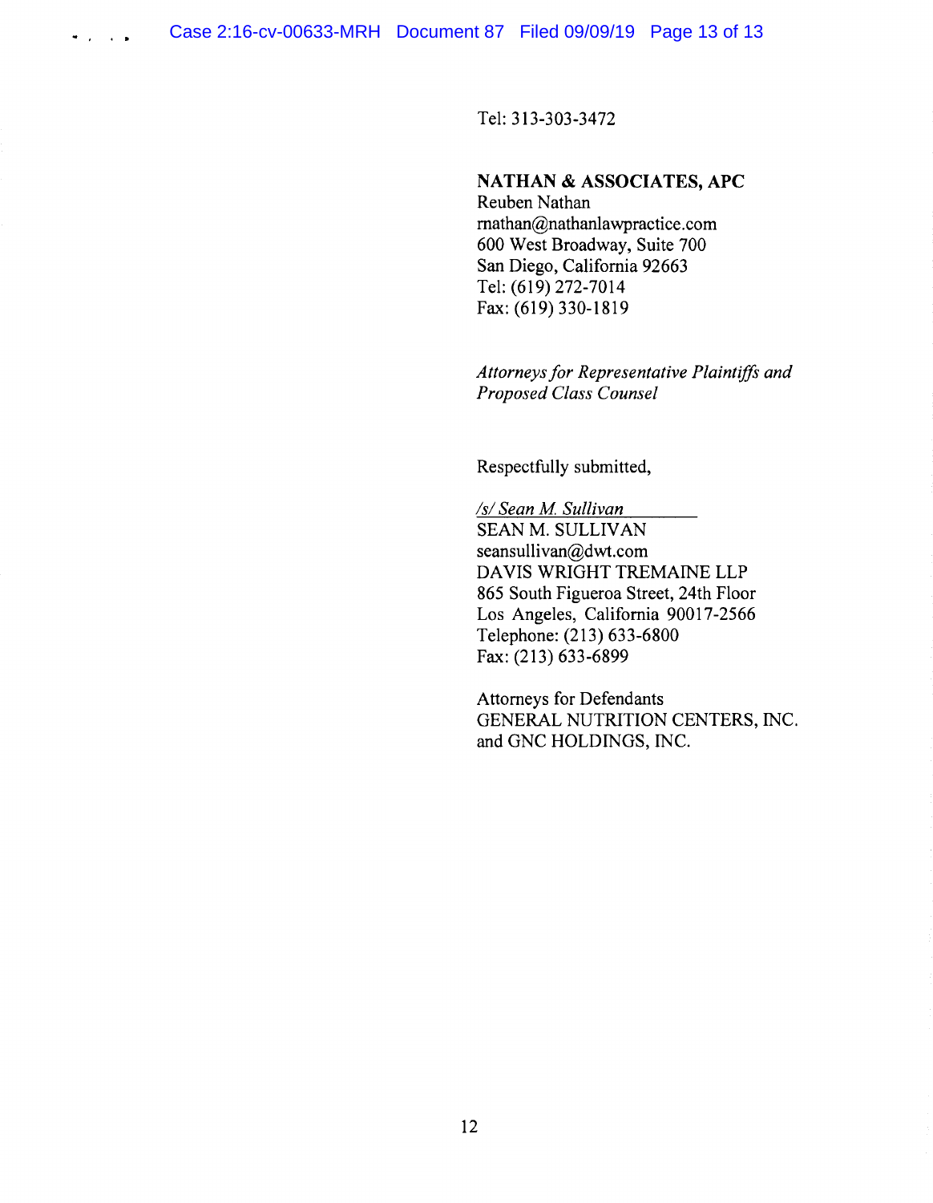Tel: 313-303-3472

**NATHAN & ASSOCIATES, APC**
Reuben Nathan
rnathan@nathanlawpractice.com
600 West Broadway, Suite 700
San Diego, California 92663
Tel: (619) 272-7014
Fax: (619) 330-1819

*Attorneys for Representative Plaintiffs and Proposed Class Counsel*

Respectfully submitted,

*/s/ Sean M. Sullivan*
SEAN M. SULLIVAN
seansullivan@dwt.com
DAVIS WRIGHT TREMAINE LLP
865 South Figueroa Street, 24th Floor
Los Angeles, California 90017-2566
Telephone: (213) 633-6800
Fax: (213) 633-6899

Attorneys for Defendants
GENERAL NUTRITION CENTERS, INC.
and GNC HOLDINGS, INC.